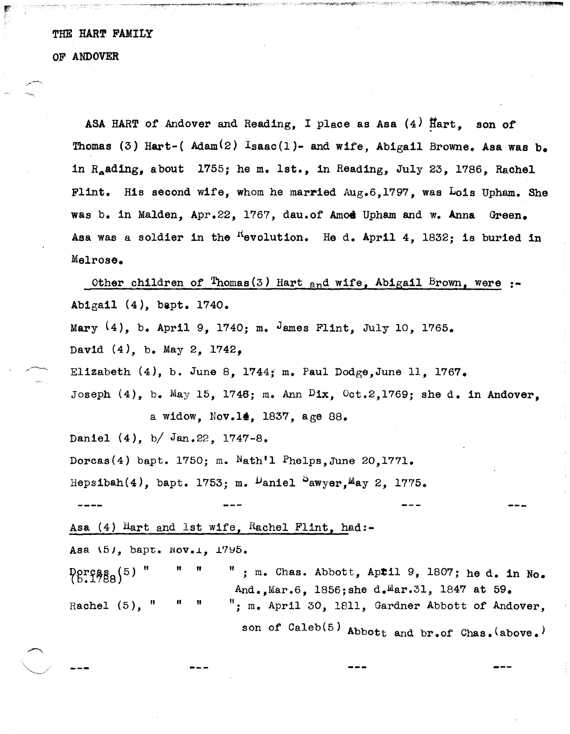THE HART FAMILY

OF ANDOVER

ASA HART of Andover and Reading, I place as Asa (4) Hart, son of Thomas (3) Hart-( Adam(2) Isaac(1)- and wife, Abigail Browne. Asa was b. in Reading, about 1755; he m. 1st., in Reading, July 23, 1786, Rachel Flint. His second wife, whom he married Aug.6,1797, was Lois Upham. She was b. in Malden, Apr.22, 1767, dau.of Amos Upham and w. Anna Green. Asa was a soldier in the Revolution. He d. April 4, 1832; is buried in Melrose.

Other children of Thomas(3) Hart and wife, Abigail Brown, were :-

Abigail (4), bapt. 1740.

Mary (4), b. April 9, 1740; m. James Flint, July 10, 1765.

David (4), b. May 2, 1742,

Elizabeth (4), b. June 8, 1744; m. Paul Dodge, June 11, 1767.

Joseph (4), b. May 15, 1746; m. Ann Dix, Oct.2,1769; she d. in Andover, a widow, Nov.14, 1837, age 88.

Daniel (4), b/ Jan.22, 1747-8.

Dorcas(4) bapt. 1750; m. Nath'l Phelps, June 20,1771.

Hepsibah(4), bapt. 1753; m. Daniel Sawyer, May 2, 1775.

---- --- --- ---

Asa (4) Hart and 1st wife, Rachel Flint, had:-

Asa (5), bapt. Nov.1, 1795.

Dorcas (5) (b.1788) " " " " ; m. Chas. Abbott, April 9, 1807; he d. in No. And., Mar.6, 1856; she d. Mar.31, 1847 at 59.

Rachel (5), " " " "; m. April 30, 1811, Gardner Abbott of Andover, son of Caleb(5) Abbott and br.of Chas.(above.)

--- --- --- ---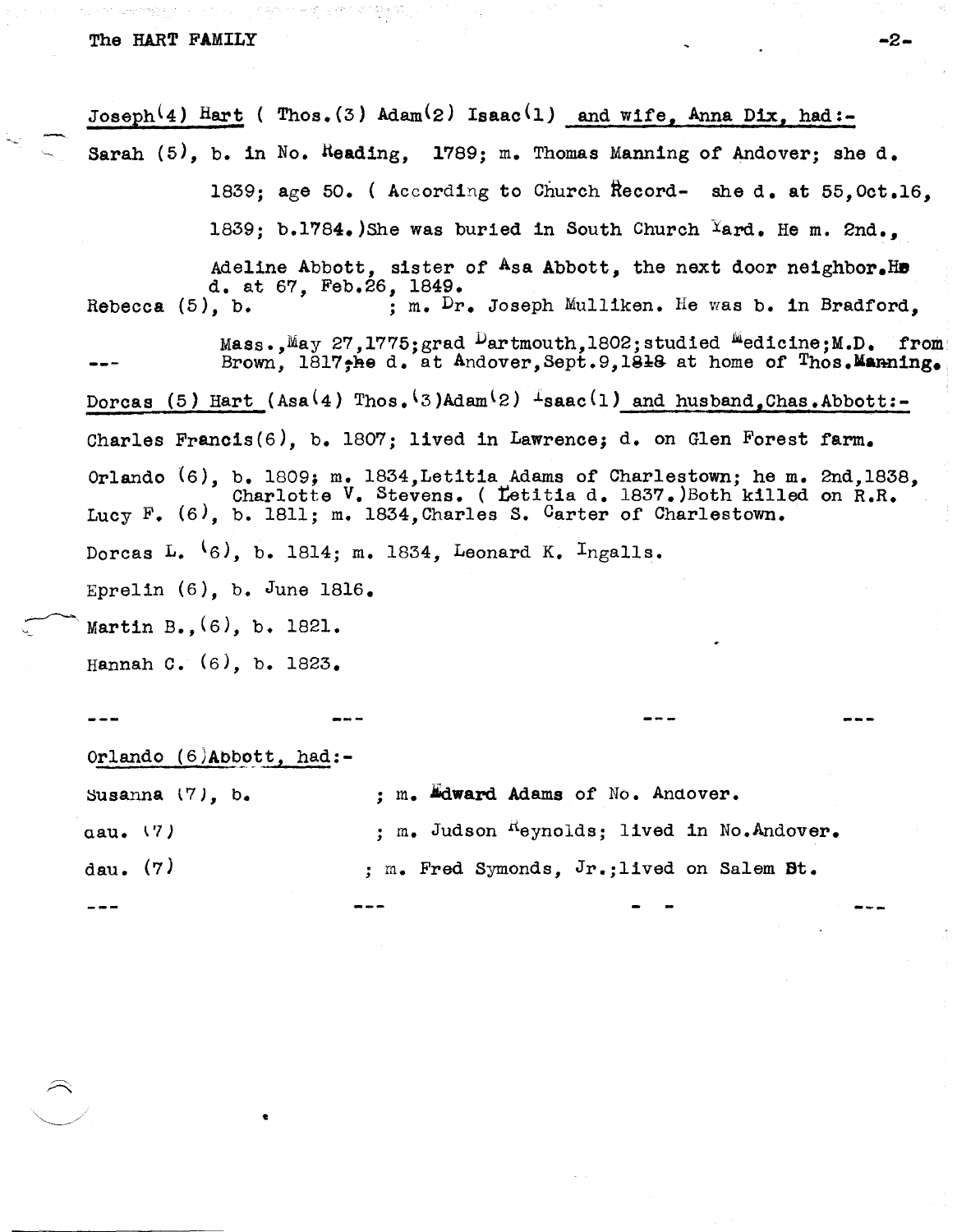Joseph(4) Hart ( Thos.(3) Adam(2) Isaac(1) and wife, Anna Dix, had:-

Sarah (5), b. in No. Reading, 1789; m. Thomas Manning of Andover; she d. 1839; age 50. ( According to Church Record- she d. at 55, Oct.16, 1839; b.1784.) She was buried in South Church Yard. He m. 2nd., Adeline Abbott, sister of Asa Abbott, the next door neighbor. He d. at 67, Feb.26, 1849.

Rebecca (5), b. ; m. Dr. Joseph Mulliken. He was b. in Bradford, Mass., May 27,1775; grad Dartmouth,1802; studied Medicine; M.D. from Brown, 1817; he d. at Andover, Sept.9,1818 at home of Thos. Manning.

---

Dorcas (5) Hart (Asa(4) Thos.(3) Adam(2) Isaac(1) and husband, Chas. Abbott:-

Charles Francis(6), b. 1807; lived in Lawrence; d. on Glen Forest farm.

Orlando (6), b. 1809; m. 1834, Letitia Adams of Charlestown; he m. 2nd,1838, Charlotte V. Stevens. ( Letitia d. 1837.) Both killed on R.R.

Lucy F. (6), b. 1811; m. 1834, Charles S. Carter of Charlestown.

Dorcas L. (6), b. 1814; m. 1834, Leonard K. Ingalls.

Eprelin (6), b. June 1816.

Martin B., (6), b. 1821.

Hannah C. (6), b. 1823.

--- --- --- ---

Orlando (6) Abbott, had:-

Susanna (7), b. ; m. Edward Adams of No. Andover.

dau. (7) ; m. Judson Reynolds; lived in No. Andover.

dau. (7) ; m. Fred Symonds, Jr.; lived on Salem St.

--- --- - - ---